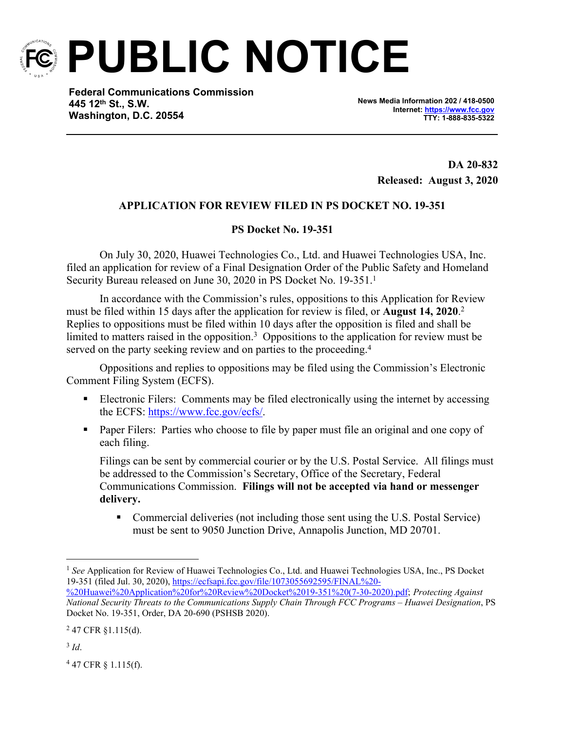# PUBLIC NOTICE

**Federal Communications Commission**
**445 12th St., S.W.**
**Washington, D.C. 20554**

**News Media Information 202 / 418-0500**
**Internet: https://www.fcc.gov**
**TTY: 1-888-835-5322**

**DA 20-832**
**Released: August 3, 2020**

## APPLICATION FOR REVIEW FILED IN PS DOCKET NO. 19-351

### PS Docket No. 19-351

On July 30, 2020, Huawei Technologies Co., Ltd. and Huawei Technologies USA, Inc. filed an application for review of a Final Designation Order of the Public Safety and Homeland Security Bureau released on June 30, 2020 in PS Docket No. 19-351.[1]

In accordance with the Commission's rules, oppositions to this Application for Review must be filed within 15 days after the application for review is filed, or **August 14, 2020**.[2] Replies to oppositions must be filed within 10 days after the opposition is filed and shall be limited to matters raised in the opposition.[3] Oppositions to the application for review must be served on the party seeking review and on parties to the proceeding.[4]

Oppositions and replies to oppositions may be filed using the Commission's Electronic Comment Filing System (ECFS).

- Electronic Filers: Comments may be filed electronically using the internet by accessing the ECFS: https://www.fcc.gov/ecfs/.
- Paper Filers: Parties who choose to file by paper must file an original and one copy of each filing.

  Filings can be sent by commercial courier or by the U.S. Postal Service. All filings must be addressed to the Commission's Secretary, Office of the Secretary, Federal Communications Commission. **Filings will not be accepted via hand or messenger delivery.**

  - Commercial deliveries (not including those sent using the U.S. Postal Service) must be sent to 9050 Junction Drive, Annapolis Junction, MD 20701.

---

[1] *See* Application for Review of Huawei Technologies Co., Ltd. and Huawei Technologies USA, Inc., PS Docket 19-351 (filed Jul. 30, 2020), https://ecfsapi.fcc.gov/file/1073055692595/FINAL%20-%20Huawei%20Application%20for%20Review%20Docket%2019-351%20(7-30-2020).pdf; *Protecting Against National Security Threats to the Communications Supply Chain Through FCC Programs – Huawei Designation*, PS Docket No. 19-351, Order, DA 20-690 (PSHSB 2020).

[2] 47 CFR §1.115(d).

[3] *Id*.

[4] 47 CFR § 1.115(f).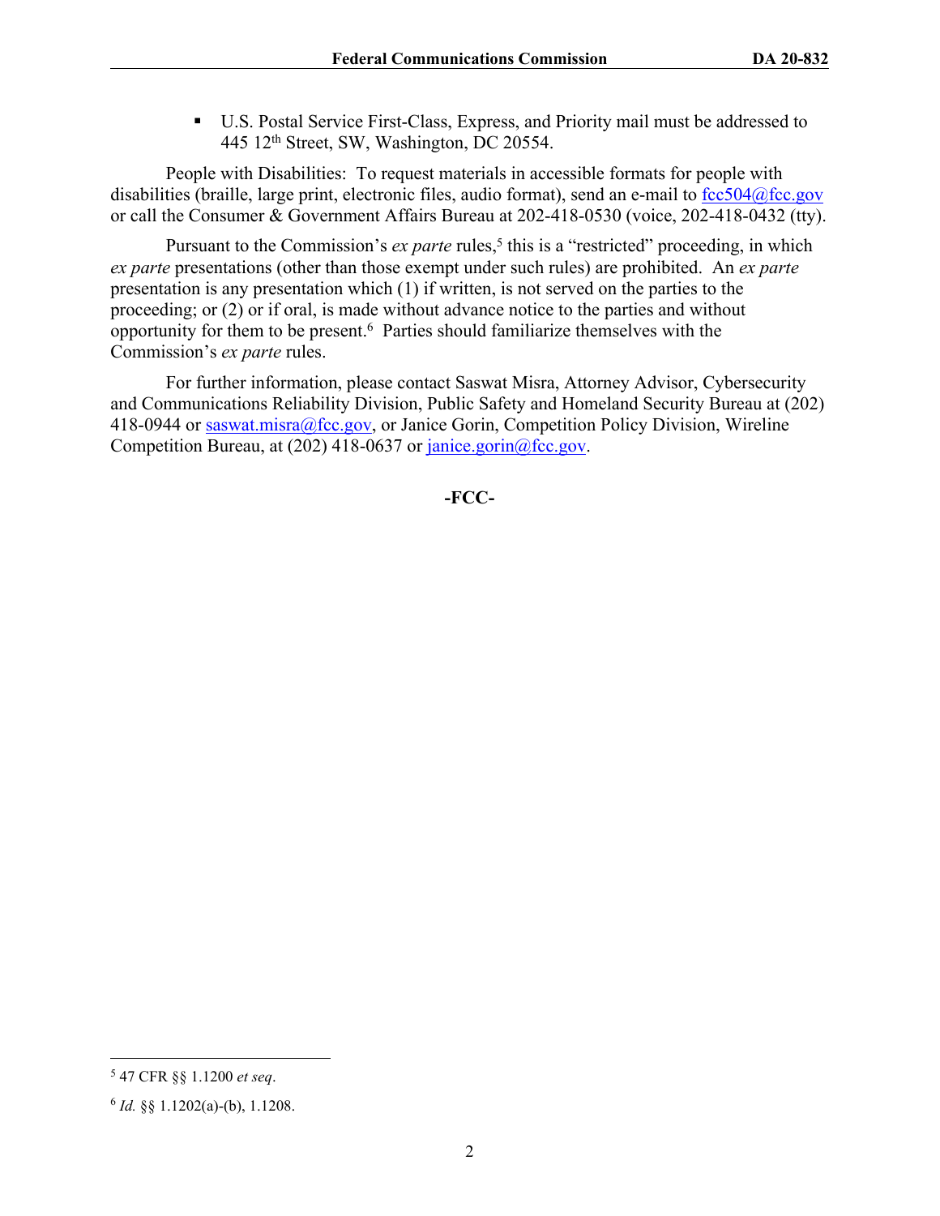- U.S. Postal Service First-Class, Express, and Priority mail must be addressed to 445 12th Street, SW, Washington, DC 20554.

People with Disabilities: To request materials in accessible formats for people with disabilities (braille, large print, electronic files, audio format), send an e-mail to fcc504@fcc.gov or call the Consumer & Government Affairs Bureau at 202-418-0530 (voice, 202-418-0432 (tty).

Pursuant to the Commission's *ex parte* rules,[5] this is a "restricted" proceeding, in which *ex parte* presentations (other than those exempt under such rules) are prohibited. An *ex parte* presentation is any presentation which (1) if written, is not served on the parties to the proceeding; or (2) or if oral, is made without advance notice to the parties and without opportunity for them to be present.[6] Parties should familiarize themselves with the Commission's *ex parte* rules.

For further information, please contact Saswat Misra, Attorney Advisor, Cybersecurity and Communications Reliability Division, Public Safety and Homeland Security Bureau at (202) 418-0944 or saswat.misra@fcc.gov, or Janice Gorin, Competition Policy Division, Wireline Competition Bureau, at (202) 418-0637 or janice.gorin@fcc.gov.

**-FCC-**

---

[5] 47 CFR §§ 1.1200 *et seq*.

[6] *Id.* §§ 1.1202(a)-(b), 1.1208.